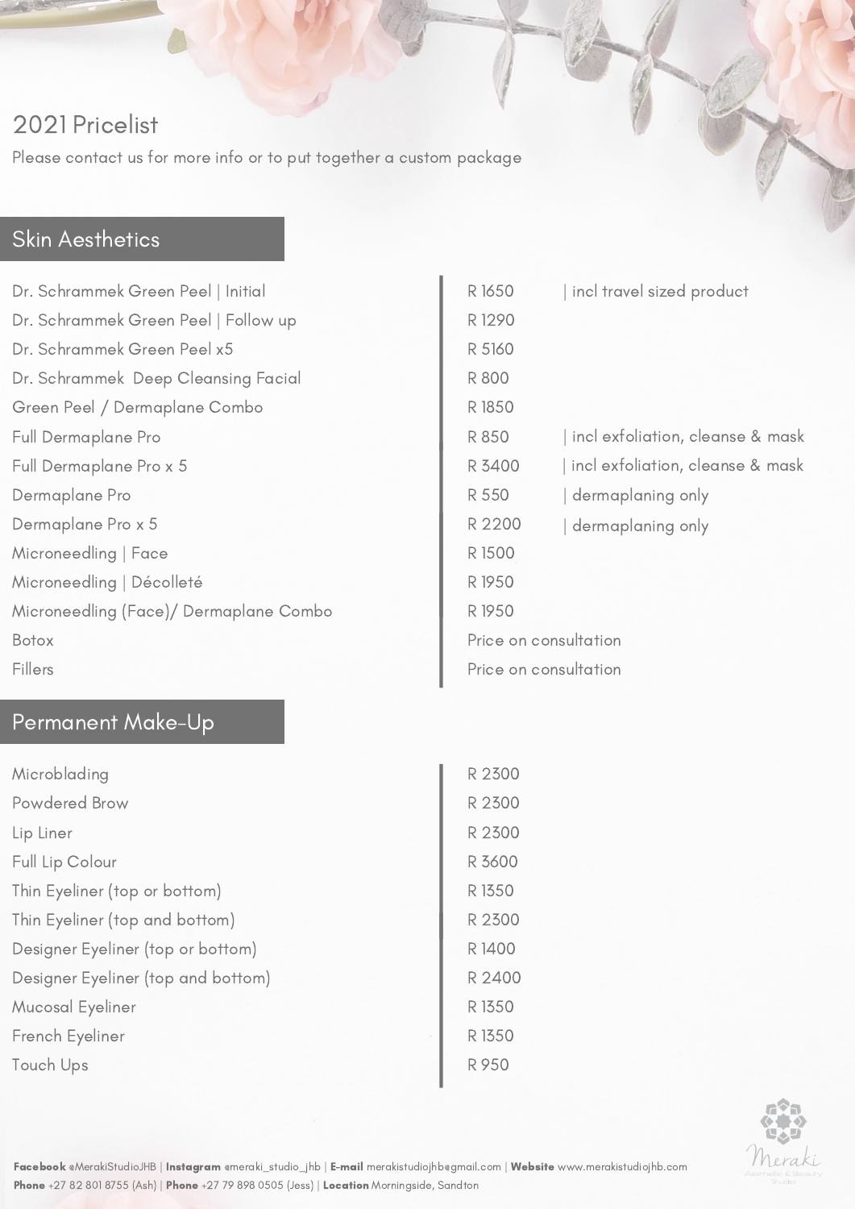# 2021 Pricelist

Please contact us for more info or to put together a custom package

## Skin Aesthetics

| Treatment | Price | Notes |
| --- | --- | --- |
| Dr. Schrammek Green Peel \| Initial | R 1650 | \| incl travel sized product |
| Dr. Schrammek Green Peel \| Follow up | R 1290 | |
| Dr. Schrammek Green Peel x5 | R 5160 | |
| Dr. Schrammek Deep Cleansing Facial | R 800 | |
| Green Peel / Dermaplane Combo | R 1850 | |
| Full Dermaplane Pro | R 850 | \| incl exfoliation, cleanse & mask |
| Full Dermaplane Pro x 5 | R 3400 | \| incl exfoliation, cleanse & mask |
| Dermaplane Pro | R 550 | \| dermaplaning only |
| Dermaplane Pro x 5 | R 2200 | \| dermaplaning only |
| Microneedling \| Face | R 1500 | |
| Microneedling \| Décolleté | R 1950 | |
| Microneedling (Face)/ Dermaplane Combo | R 1950 | |
| Botox | Price on consultation | |
| Fillers | Price on consultation | |

## Permanent Make-Up

| Treatment | Price |
| --- | --- |
| Microblading | R 2300 |
| Powdered Brow | R 2300 |
| Lip Liner | R 2300 |
| Full Lip Colour | R 3600 |
| Thin Eyeliner (top or bottom) | R 1350 |
| Thin Eyeliner (top and bottom) | R 2300 |
| Designer Eyeliner (top or bottom) | R 1400 |
| Designer Eyeliner (top and bottom) | R 2400 |
| Mucosal Eyeliner | R 1350 |
| French Eyeliner | R 1350 |
| Touch Ups | R 950 |

**Facebook** @MerakiStudioJHB | **Instagram** @meraki_studio_jhb | **E-mail** merakistudiojhb@gmail.com | **Website** www.merakistudiojhb.com
**Phone** +27 82 801 8755 (Ash) | **Phone** +27 79 898 0505 (Jess) | **Location** Morningside, Sandton

Meraki
Aesthetic & Beauty Studio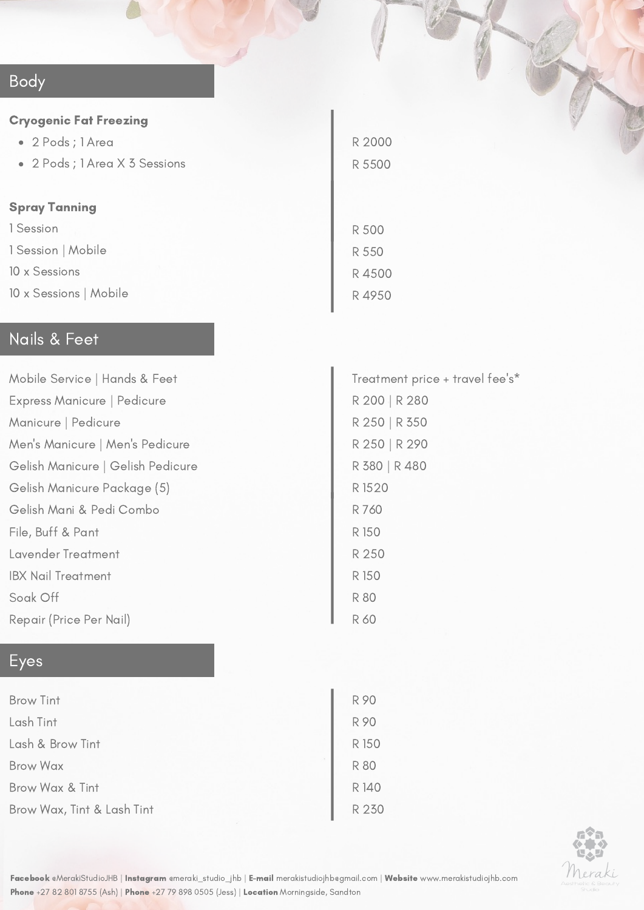## Body

**Cryogenic Fat Freezing**

| | |
|---|---|
| • 2 Pods ; 1 Area | R 2000 |
| • 2 Pods ; 1 Area X 3 Sessions | R 5500 |

**Spray Tanning**

| | |
|---|---|
| 1 Session | R 500 |
| 1 Session \| Mobile | R 550 |
| 10 x Sessions | R 4500 |
| 10 x Sessions \| Mobile | R 4950 |

## Nails & Feet

| | |
|---|---|
| Mobile Service \| Hands & Feet | Treatment price + travel fee's* |
| Express Manicure \| Pedicure | R 200 \| R 280 |
| Manicure \| Pedicure | R 250 \| R 350 |
| Men's Manicure \| Men's Pedicure | R 250 \| R 290 |
| Gelish Manicure \| Gelish Pedicure | R 380 \| R 480 |
| Gelish Manicure Package (5) | R 1520 |
| Gelish Mani & Pedi Combo | R 760 |
| File, Buff & Pant | R 150 |
| Lavender Treatment | R 250 |
| IBX Nail Treatment | R 150 |
| Soak Off | R 80 |
| Repair (Price Per Nail) | R 60 |

## Eyes

| | |
|---|---|
| Brow Tint | R 90 |
| Lash Tint | R 90 |
| Lash & Brow Tint | R 150 |
| Brow Wax | R 80 |
| Brow Wax & Tint | R 140 |
| Brow Wax, Tint & Lash Tint | R 230 |

**Facebook** @MerakiStudioJHB | **Instagram** @meraki_studio_jhb | **E-mail** merakistudiojhb@gmail.com | **Website** www.merakistudiojhb.com
**Phone** +27 82 801 8755 (Ash) | **Phone** +27 79 898 0505 (Jess) | **Location** Morningside, Sandton

Meraki
Aesthetic & Beauty Studio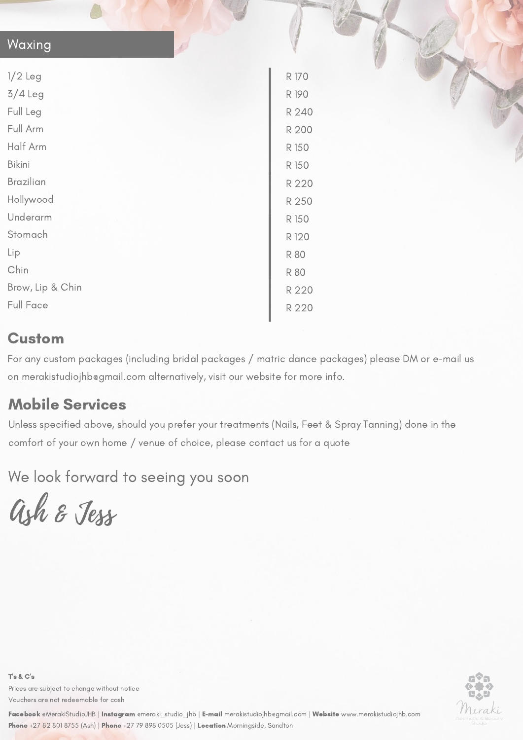## Waxing

| | |
|---|---|
| 1/2 Leg | R 170 |
| 3/4 Leg | R 190 |
| Full Leg | R 240 |
| Full Arm | R 200 |
| Half Arm | R 150 |
| Bikini | R 150 |
| Brazilian | R 220 |
| Hollywood | R 250 |
| Underarm | R 150 |
| Stomach | R 120 |
| Lip | R 80 |
| Chin | R 80 |
| Brow, Lip & Chin | R 220 |
| Full Face | R 220 |

## Custom

For any custom packages (including bridal packages / matric dance packages) please DM or e-mail us on merakistudiojhb@gmail.com alternatively, visit our website for more info.

## Mobile Services

Unless specified above, should you prefer your treatments (Nails, Feet & Spray Tanning) done in the comfort of your own home / venue of choice, please contact us for a quote

We look forward to seeing you soon

*Ash & Jess*

**T's & C's**

Prices are subject to change without notice

Vouchers are not redeemable for cash

**Facebook** @MerakiStudioJHB | **Instagram** @meraki_studio_jhb | **E-mail** merakistudiojhb@gmail.com | **Website** www.merakistudiojhb.com

**Phone** +27 82 801 8755 (Ash) | **Phone** +27 79 898 0505 (Jess) | **Location** Morningside, Sandton

Meraki
Aesthetic & Beauty Studio